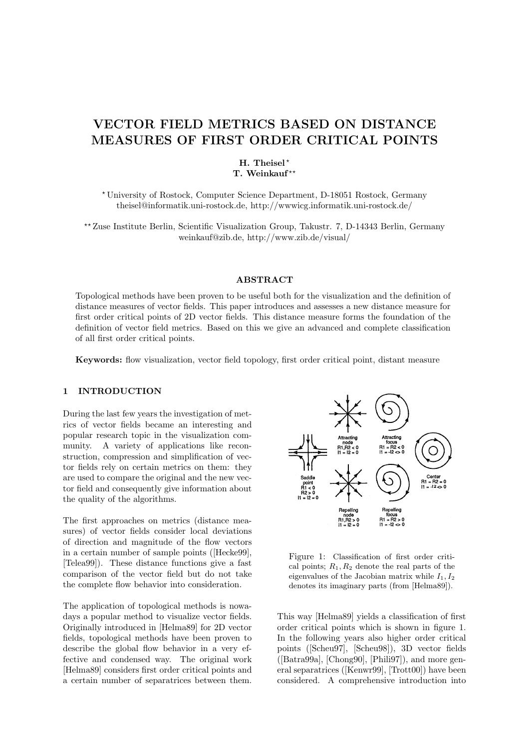# VECTOR FIELD METRICS BASED ON DISTANCE MEASURES OF FIRST ORDER CRITICAL POINTS

**H. Theisel** [⋆]
**T. Weinkauf** [⋆⋆]

[⋆] University of Rostock, Computer Science Department, D-18051 Rostock, Germany
theisel@informatik.uni-rostock.de, http://wwwicg.informatik.uni-rostock.de/

[⋆⋆] Zuse Institute Berlin, Scientific Visualization Group, Takustr. 7, D-14343 Berlin, Germany
weinkauf@zib.de, http://www.zib.de/visual/

## ABSTRACT

Topological methods have been proven to be useful both for the visualization and the definition of distance measures of vector fields. This paper introduces and assesses a new distance measure for first order critical points of 2D vector fields. This distance measure forms the foundation of the definition of vector field metrics. Based on this we give an advanced and complete classification of all first order critical points.

**Keywords:** flow visualization, vector field topology, first order critical point, distant measure

## 1 INTRODUCTION

During the last few years the investigation of metrics of vector fields became an interesting and popular research topic in the visualization community. A variety of applications like reconstruction, compression and simplification of vector fields rely on certain metrics on them: they are used to compare the original and the new vector field and consequently give information about the quality of the algorithms.

The first approaches on metrics (distance measures) of vector fields consider local deviations of direction and magnitude of the flow vectors in a certain number of sample points ([Hecke99], [Telea99]). These distance functions give a fast comparison of the vector field but do not take the complete flow behavior into consideration.

The application of topological methods is nowadays a popular method to visualize vector fields. Originally introduced in [Helma89] for 2D vector fields, topological methods have been proven to describe the global flow behavior in a very effective and condensed way. The original work [Helma89] considers first order critical points and a certain number of separatrices between them.

Figure 1: Classification of first order critical points; $R_1, R_2$ denote the real parts of the eigenvalues of the Jacobian matrix while $I_1, I_2$ denotes its imaginary parts (from [Helma89]).

This way [Helma89] yields a classification of first order critical points which is shown in figure 1. In the following years also higher order critical points ([Scheu97], [Scheu98]), 3D vector fields ([Batra99a], [Chong90], [Phili97]), and more general separatrices ([Kenwr99], [Trott00]) have been considered. A comprehensive introduction into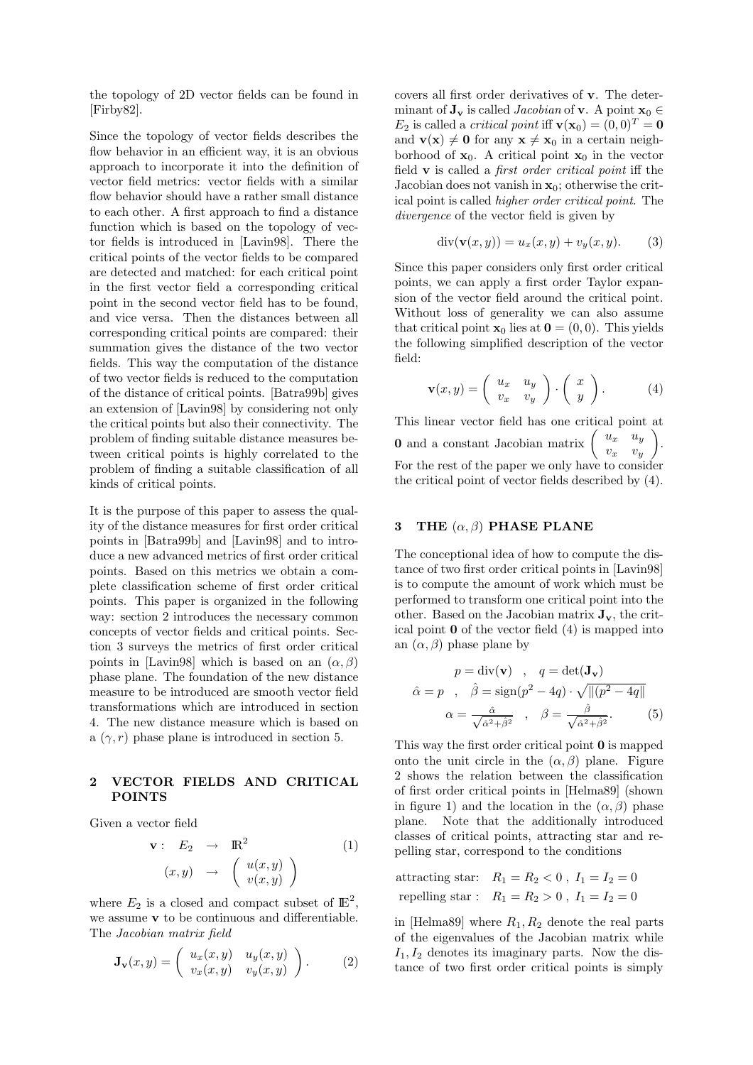the topology of 2D vector fields can be found in [Firby82].

Since the topology of vector fields describes the flow behavior in an efficient way, it is an obvious approach to incorporate it into the definition of vector field metrics: vector fields with a similar flow behavior should have a rather small distance to each other. A first approach to find a distance function which is based on the topology of vector fields is introduced in [Lavin98]. There the critical points of the vector fields to be compared are detected and matched: for each critical point in the first vector field a corresponding critical point in the second vector field has to be found, and vice versa. Then the distances between all corresponding critical points are compared: their summation gives the distance of the two vector fields. This way the computation of the distance of two vector fields is reduced to the computation of the distance of critical points. [Batra99b] gives an extension of [Lavin98] by considering not only the critical points but also their connectivity. The problem of finding suitable distance measures between critical points is highly correlated to the problem of finding a suitable classification of all kinds of critical points.

It is the purpose of this paper to assess the quality of the distance measures for first order critical points in [Batra99b] and [Lavin98] and to introduce a new advanced metrics of first order critical points. Based on this metrics we obtain a complete classification scheme of first order critical points. This paper is organized in the following way: section 2 introduces the necessary common concepts of vector fields and critical points. Section 3 surveys the metrics of first order critical points in [Lavin98] which is based on an $(\alpha, \beta)$ phase plane. The foundation of the new distance measure to be introduced are smooth vector field transformations which are introduced in section 4. The new distance measure which is based on a $(\gamma, r)$ phase plane is introduced in section 5.

## 2 VECTOR FIELDS AND CRITICAL POINTS

Given a vector field

$$\begin{aligned} \mathbf{v}: \quad E_2 &\rightarrow \mathbb{R}^2 \\ (x,y) &\rightarrow \begin{pmatrix} u(x,y) \\ v(x,y) \end{pmatrix} \end{aligned} \tag{1}$$

where $E_2$ is a closed and compact subset of $\mathbb{E}^2$, we assume $\mathbf{v}$ to be continuous and differentiable. The *Jacobian matrix field*

$$\mathbf{J_v}(x,y) = \begin{pmatrix} u_x(x,y) & u_y(x,y) \\ v_x(x,y) & v_y(x,y) \end{pmatrix}. \tag{2}$$

covers all first order derivatives of $\mathbf{v}$. The determinant of $\mathbf{J_v}$ is called *Jacobian* of $\mathbf{v}$. A point $\mathbf{x}_0 \in E_2$ is called a *critical point* iff $\mathbf{v}(\mathbf{x}_0) = (0,0)^T = \mathbf{0}$ and $\mathbf{v}(\mathbf{x}) \neq \mathbf{0}$ for any $\mathbf{x} \neq \mathbf{x}_0$ in a certain neighborhood of $\mathbf{x}_0$. A critical point $\mathbf{x}_0$ in the vector field $\mathbf{v}$ is called a *first order critical point* iff the Jacobian does not vanish in $\mathbf{x}_0$; otherwise the critical point is called *higher order critical point*. The *divergence* of the vector field is given by

$$\operatorname{div}(\mathbf{v}(x,y)) = u_x(x,y) + v_y(x,y). \tag{3}$$

Since this paper considers only first order critical points, we can apply a first order Taylor expansion of the vector field around the critical point. Without loss of generality we can also assume that critical point $\mathbf{x}_0$ lies at $\mathbf{0} = (0,0)$. This yields the following simplified description of the vector field:

$$\mathbf{v}(x,y) = \begin{pmatrix} u_x & u_y \\ v_x & v_y \end{pmatrix} \cdot \begin{pmatrix} x \\ y \end{pmatrix}. \tag{4}$$

This linear vector field has one critical point at $\mathbf{0}$ and a constant Jacobian matrix $\begin{pmatrix} u_x & u_y \\ v_x & v_y \end{pmatrix}$. For the rest of the paper we only have to consider the critical point of vector fields described by (4).

## 3 THE $(\alpha, \beta)$ PHASE PLANE

The conceptional idea of how to compute the distance of two first order critical points in [Lavin98] is to compute the amount of work which must be performed to transform one critical point into the other. Based on the Jacobian matrix $\mathbf{J_v}$, the critical point $\mathbf{0}$ of the vector field (4) is mapped into an $(\alpha, \beta)$ phase plane by

$$\begin{gathered} p = \operatorname{div}(\mathbf{v}) \quad , \quad q = \det(\mathbf{J_v}) \\ \hat{\alpha} = p \quad , \quad \hat{\beta} = \operatorname{sign}(p^2 - 4q) \cdot \sqrt{\|(p^2 - 4q\|} \\ \alpha = \frac{\hat{\alpha}}{\sqrt{\hat{\alpha}^2 + \hat{\beta}^2}} \quad , \quad \beta = \frac{\hat{\beta}}{\sqrt{\hat{\alpha}^2 + \hat{\beta}^2}}. \end{gathered} \tag{5}$$

This way the first order critical point $\mathbf{0}$ is mapped onto the unit circle in the $(\alpha, \beta)$ plane. Figure 2 shows the relation between the classification of first order critical points in [Helma89] (shown in figure 1) and the location in the $(\alpha, \beta)$ phase plane. Note that the additionally introduced classes of critical points, attracting star and repelling star, correspond to the conditions

attracting star: $\quad R_1 = R_2 < 0 \ , \ I_1 = I_2 = 0$
repelling star : $\quad R_1 = R_2 > 0 \ , \ I_1 = I_2 = 0$

in [Helma89] where $R_1, R_2$ denote the real parts of the eigenvalues of the Jacobian matrix while $I_1, I_2$ denotes its imaginary parts. Now the distance of two first order critical points is simply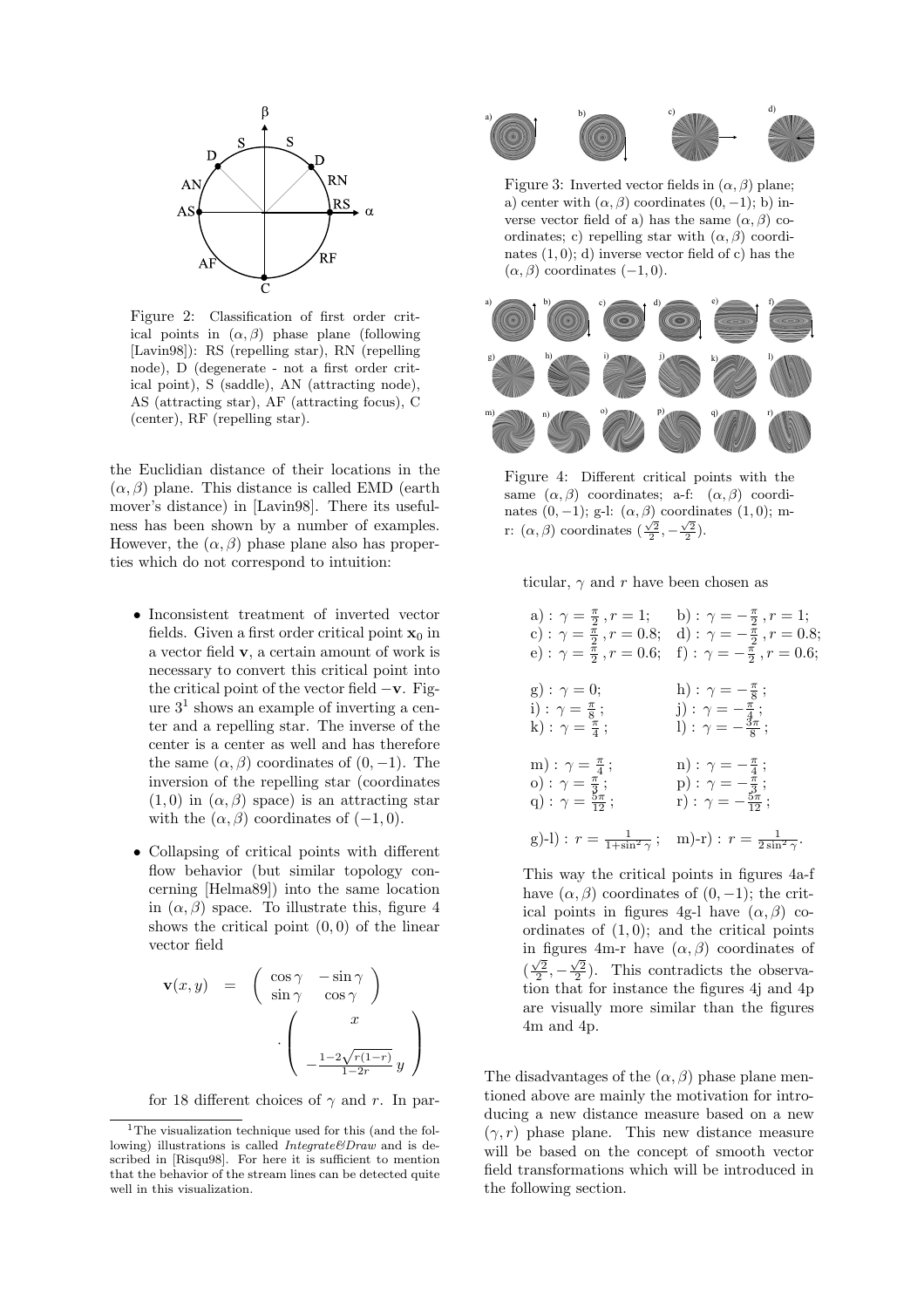Figure 2: Classification of first order critical points in $(\alpha, \beta)$ phase plane (following [Lavin98]): RS (repelling star), RN (repelling node), D (degenerate - not a first order critical point), S (saddle), AN (attracting node), AS (attracting star), AF (attracting focus), C (center), RF (repelling star).

the Euclidian distance of their locations in the $(\alpha, \beta)$ plane. This distance is called EMD (earth mover's distance) in [Lavin98]. There its usefulness has been shown by a number of examples. However, the $(\alpha, \beta)$ phase plane also has properties which do not correspond to intuition:

- Inconsistent treatment of inverted vector fields. Given a first order critical point $\mathbf{x}_0$ in a vector field $\mathbf{v}$, a certain amount of work is necessary to convert this critical point into the critical point of the vector field $-\mathbf{v}$. Figure 3[1] shows an example of inverting a center and a repelling star. The inverse of the center is a center as well and has therefore the same $(\alpha, \beta)$ coordinates of $(0, -1)$. The inversion of the repelling star (coordinates $(1, 0)$ in $(\alpha, \beta)$ space) is an attracting star with the $(\alpha, \beta)$ coordinates of $(-1, 0)$.
- Collapsing of critical points with different flow behavior (but similar topology concerning [Helma89]) into the same location in $(\alpha, \beta)$ space. To illustrate this, figure 4 shows the critical point $(0, 0)$ of the linear vector field

$$\mathbf{v}(x, y) = \begin{pmatrix} \cos\gamma & -\sin\gamma \\ \sin\gamma & \cos\gamma \end{pmatrix} \cdot \begin{pmatrix} x \\ -\frac{1-2\sqrt{r(1-r)}}{1-2r}\, y \end{pmatrix}$$

for 18 different choices of $\gamma$ and $r$. In particular, $\gamma$ and $r$ have been chosen as

$$\begin{array}{ll} \text{a)}: \gamma = \frac{\pi}{2}, r = 1; & \text{b)}: \gamma = -\frac{\pi}{2}, r = 1; \\ \text{c)}: \gamma = \frac{\pi}{2}, r = 0.8; & \text{d)}: \gamma = -\frac{\pi}{2}, r = 0.8; \\ \text{e)}: \gamma = \frac{\pi}{2}, r = 0.6; & \text{f)}: \gamma = -\frac{\pi}{2}, r = 0.6; \end{array}$$

$$\begin{array}{ll} \text{g)}: \gamma = 0; & \text{h)}: \gamma = -\frac{\pi}{8}; \\ \text{i)}: \gamma = \frac{\pi}{8}; & \text{j)}: \gamma = -\frac{\pi}{4}; \\ \text{k)}: \gamma = \frac{\pi}{4}; & \text{l)}: \gamma = -\frac{3\pi}{8}; \end{array}$$

$$\begin{array}{ll} \text{m)}: \gamma = \frac{\pi}{4}; & \text{n)}: \gamma = -\frac{\pi}{4}; \\ \text{o)}: \gamma = \frac{\pi}{3}; & \text{p)}: \gamma = -\frac{\pi}{3}; \\ \text{q)}: \gamma = \frac{5\pi}{12}; & \text{r)}: \gamma = -\frac{5\pi}{12}; \end{array}$$

$$\text{g)-l)}: r = \frac{1}{1+\sin^2\gamma}; \quad \text{m)-r)}: r = \frac{1}{2\sin^2\gamma}.$$

This way the critical points in figures 4a-f have $(\alpha, \beta)$ coordinates of $(0, -1)$; the critical points in figures 4g-l have $(\alpha, \beta)$ coordinates of $(1, 0)$; and the critical points in figures 4m-r have $(\alpha, \beta)$ coordinates of $(\frac{\sqrt{2}}{2}, -\frac{\sqrt{2}}{2})$. This contradicts the observation that for instance the figures 4j and 4p are visually more similar than the figures 4m and 4p.

[1] The visualization technique used for this (and the following) illustrations is called *Integrate&Draw* and is described in [Risqu98]. For here it is sufficient to mention that the behavior of the stream lines can be detected quite well in this visualization.

Figure 3: Inverted vector fields in $(\alpha, \beta)$ plane; a) center with $(\alpha, \beta)$ coordinates $(0, -1)$; b) inverse vector field of a) has the same $(\alpha, \beta)$ coordinates; c) repelling star with $(\alpha, \beta)$ coordinates $(1, 0)$; d) inverse vector field of c) has the $(\alpha, \beta)$ coordinates $(-1, 0)$.

Figure 4: Different critical points with the same $(\alpha, \beta)$ coordinates; a-f: $(\alpha, \beta)$ coordinates $(0, -1)$; g-l: $(\alpha, \beta)$ coordinates $(1, 0)$; m-r: $(\alpha, \beta)$ coordinates $(\frac{\sqrt{2}}{2}, -\frac{\sqrt{2}}{2})$.

The disadvantages of the $(\alpha, \beta)$ phase plane mentioned above are mainly the motivation for introducing a new distance measure based on a new $(\gamma, r)$ phase plane. This new distance measure will be based on the concept of smooth vector field transformations which will be introduced in the following section.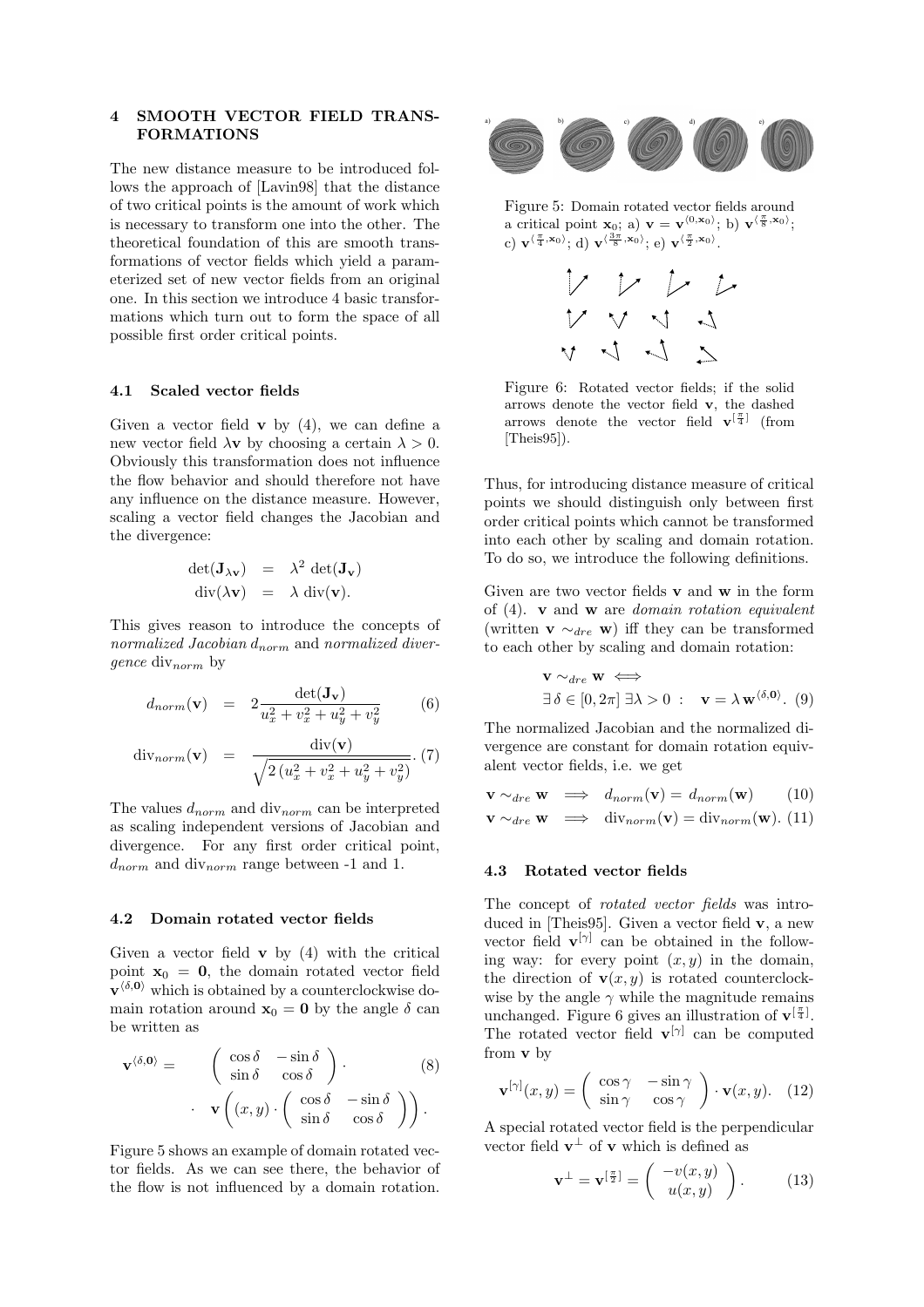## 4 SMOOTH VECTOR FIELD TRANSFORMATIONS

The new distance measure to be introduced follows the approach of [Lavin98] that the distance of two critical points is the amount of work which is necessary to transform one into the other. The theoretical foundation of this are smooth transformations of vector fields which yield a parameterized set of new vector fields from an original one. In this section we introduce 4 basic transformations which turn out to form the space of all possible first order critical points.

### 4.1 Scaled vector fields

Given a vector field $\mathbf{v}$ by (4), we can define a new vector field $\lambda\mathbf{v}$ by choosing a certain $\lambda > 0$. Obviously this transformation does not influence the flow behavior and should therefore not have any influence on the distance measure. However, scaling a vector field changes the Jacobian and the divergence:

$$\det(\mathbf{J}_{\lambda\mathbf{v}}) = \lambda^2 \det(\mathbf{J}_{\mathbf{v}})$$
$$\mathrm{div}(\lambda\mathbf{v}) = \lambda \, \mathrm{div}(\mathbf{v}).$$

This gives reason to introduce the concepts of *normalized Jacobian* $d_{norm}$ and *normalized divergence* $\mathrm{div}_{norm}$ by

$$d_{norm}(\mathbf{v}) = 2\frac{\det(\mathbf{J}_{\mathbf{v}})}{u_x^2 + v_x^2 + u_y^2 + v_y^2} \quad (6)$$

$$\mathrm{div}_{norm}(\mathbf{v}) = \frac{\mathrm{div}(\mathbf{v})}{\sqrt{2\,(u_x^2 + v_x^2 + u_y^2 + v_y^2)}}. \quad (7)$$

The values $d_{norm}$ and $\mathrm{div}_{norm}$ can be interpreted as scaling independent versions of Jacobian and divergence. For any first order critical point, $d_{norm}$ and $\mathrm{div}_{norm}$ range between -1 and 1.

### 4.2 Domain rotated vector fields

Given a vector field $\mathbf{v}$ by (4) with the critical point $\mathbf{x}_0 = \mathbf{0}$, the domain rotated vector field $\mathbf{v}^{\langle\delta,\mathbf{0}\rangle}$ which is obtained by a counterclockwise domain rotation around $\mathbf{x}_0 = \mathbf{0}$ by the angle $\delta$ can be written as

$$\mathbf{v}^{\langle\delta,\mathbf{0}\rangle} = \begin{pmatrix} \cos\delta & -\sin\delta \\ \sin\delta & \cos\delta \end{pmatrix} \cdot \quad (8)$$
$$\cdot \quad \mathbf{v}\left((x,y)\cdot\begin{pmatrix} \cos\delta & -\sin\delta \\ \sin\delta & \cos\delta \end{pmatrix}\right).$$

Figure 5 shows an example of domain rotated vector fields. As we can see there, the behavior of the flow is not influenced by a domain rotation.

Figure 5: Domain rotated vector fields around a critical point $\mathbf{x}_0$; a) $\mathbf{v} = \mathbf{v}^{\langle 0,\mathbf{x}_0\rangle}$; b) $\mathbf{v}^{\langle \frac{\pi}{8},\mathbf{x}_0\rangle}$; c) $\mathbf{v}^{\langle \frac{\pi}{4},\mathbf{x}_0\rangle}$; d) $\mathbf{v}^{\langle \frac{3\pi}{8},\mathbf{x}_0\rangle}$; e) $\mathbf{v}^{\langle \frac{\pi}{2},\mathbf{x}_0\rangle}$.

Figure 6: Rotated vector fields; if the solid arrows denote the vector field $\mathbf{v}$, the dashed arrows denote the vector field $\mathbf{v}^{[\frac{\pi}{4}]}$ (from [Theis95]).

Thus, for introducing distance measure of critical points we should distinguish only between first order critical points which cannot be transformed into each other by scaling and domain rotation. To do so, we introduce the following definitions.

Given are two vector fields $\mathbf{v}$ and $\mathbf{w}$ in the form of (4). $\mathbf{v}$ and $\mathbf{w}$ are *domain rotation equivalent* (written $\mathbf{v} \sim_{dre} \mathbf{w}$) iff they can be transformed to each other by scaling and domain rotation:

$$\mathbf{v} \sim_{dre} \mathbf{w} \iff$$
$$\exists\,\delta \in [0, 2\pi]\ \exists\lambda > 0\ :\quad \mathbf{v} = \lambda\,\mathbf{w}^{\langle\delta,\mathbf{0}\rangle}. \quad (9)$$

The normalized Jacobian and the normalized divergence are constant for domain rotation equivalent vector fields, i.e. we get

$$\mathbf{v} \sim_{dre} \mathbf{w} \implies d_{norm}(\mathbf{v}) = d_{norm}(\mathbf{w}) \quad (10)$$
$$\mathbf{v} \sim_{dre} \mathbf{w} \implies \mathrm{div}_{norm}(\mathbf{v}) = \mathrm{div}_{norm}(\mathbf{w}). \quad (11)$$

### 4.3 Rotated vector fields

The concept of *rotated vector fields* was introduced in [Theis95]. Given a vector field $\mathbf{v}$, a new vector field $\mathbf{v}^{[\gamma]}$ can be obtained in the following way: for every point $(x, y)$ in the domain, the direction of $\mathbf{v}(x, y)$ is rotated counterclockwise by the angle $\gamma$ while the magnitude remains unchanged. Figure 6 gives an illustration of $\mathbf{v}^{[\frac{\pi}{4}]}$. The rotated vector field $\mathbf{v}^{[\gamma]}$ can be computed from $\mathbf{v}$ by

$$\mathbf{v}^{[\gamma]}(x,y) = \begin{pmatrix} \cos\gamma & -\sin\gamma \\ \sin\gamma & \cos\gamma \end{pmatrix} \cdot \mathbf{v}(x,y). \quad (12)$$

A special rotated vector field is the perpendicular vector field $\mathbf{v}^{\perp}$ of $\mathbf{v}$ which is defined as

$$\mathbf{v}^{\perp} = \mathbf{v}^{[\frac{\pi}{2}]} = \begin{pmatrix} -v(x,y) \\ u(x,y) \end{pmatrix}. \quad (13)$$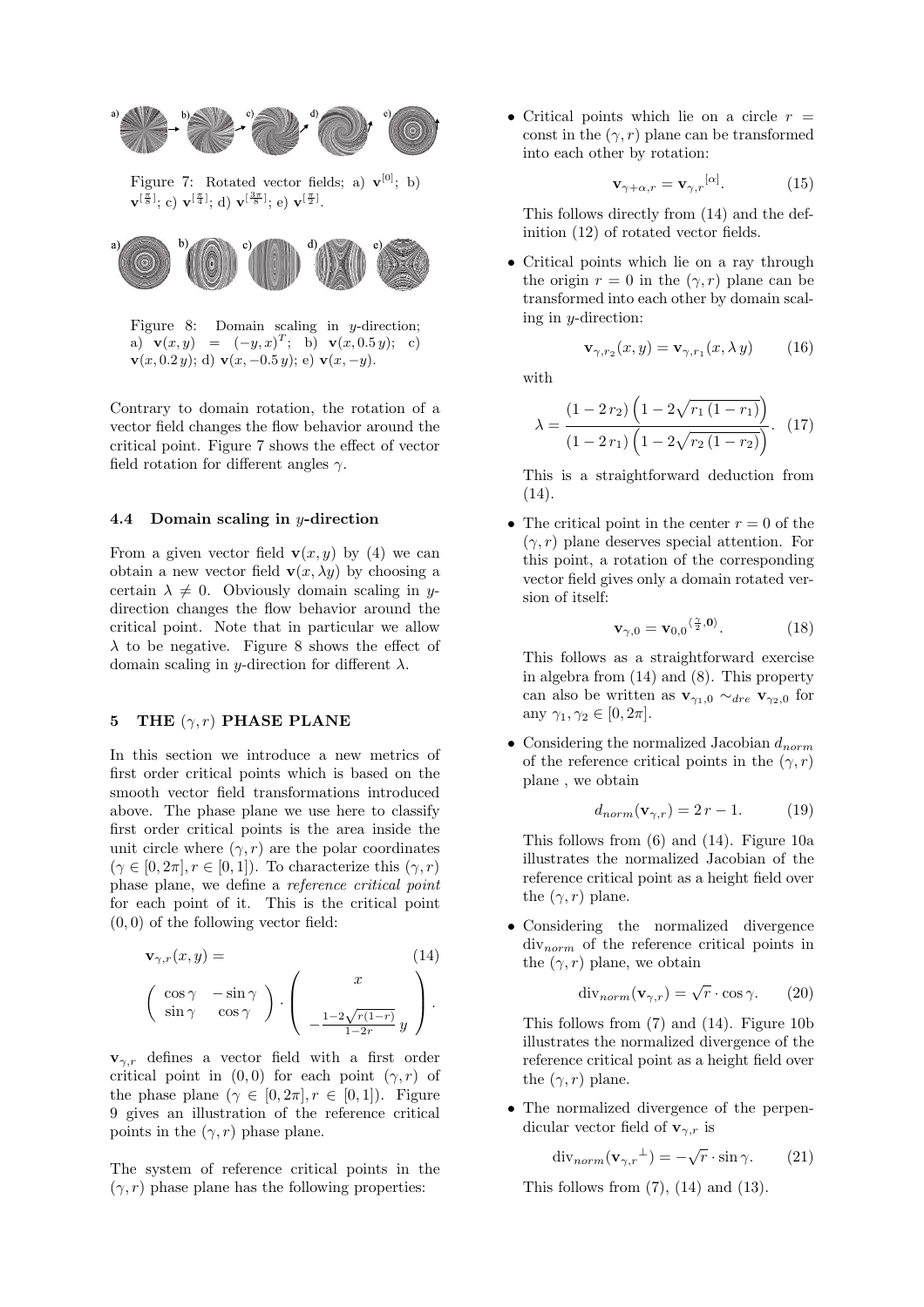Figure 7: Rotated vector fields; a) $\mathbf{v}^{[0]}$; b) $\mathbf{v}^{[\frac{\pi}{8}]}$; c) $\mathbf{v}^{[\frac{\pi}{4}]}$; d) $\mathbf{v}^{[\frac{3\pi}{8}]}$; e) $\mathbf{v}^{[\frac{\pi}{2}]}$.

Figure 8: Domain scaling in $y$-direction; a) $\mathbf{v}(x,y) = (-y,x)^T$; b) $\mathbf{v}(x, 0.5\,y)$; c) $\mathbf{v}(x, 0.2\,y)$; d) $\mathbf{v}(x, -0.5\,y)$; e) $\mathbf{v}(x, -y)$.

Contrary to domain rotation, the rotation of a vector field changes the flow behavior around the critical point. Figure 7 shows the effect of vector field rotation for different angles $\gamma$.

### 4.4 Domain scaling in $y$-direction

From a given vector field $\mathbf{v}(x,y)$ by (4) we can obtain a new vector field $\mathbf{v}(x, \lambda y)$ by choosing a certain $\lambda \neq 0$. Obviously domain scaling in $y$-direction changes the flow behavior around the critical point. Note that in particular we allow $\lambda$ to be negative. Figure 8 shows the effect of domain scaling in $y$-direction for different $\lambda$.

## 5 THE $(\gamma, r)$ PHASE PLANE

In this section we introduce a new metrics of first order critical points which is based on the smooth vector field transformations introduced above. The phase plane we use here to classify first order critical points is the area inside the unit circle where $(\gamma, r)$ are the polar coordinates ($\gamma \in [0, 2\pi], r \in [0,1]$). To characterize this $(\gamma, r)$ phase plane, we define a *reference critical point* for each point of it. This is the critical point $(0,0)$ of the following vector field:

$$\mathbf{v}_{\gamma,r}(x,y) = \left( \begin{array}{cc} \cos\gamma & -\sin\gamma \\ \sin\gamma & \cos\gamma \end{array} \right) \cdot \left( \begin{array}{c} x \\ -\frac{1-2\sqrt{r(1-r)}}{1-2r}\, y \end{array} \right). \tag{14}$$

$\mathbf{v}_{\gamma,r}$ defines a vector field with a first order critical point in $(0,0)$ for each point $(\gamma, r)$ of the phase plane ($\gamma \in [0, 2\pi], r \in [0,1]$). Figure 9 gives an illustration of the reference critical points in the $(\gamma, r)$ phase plane.

The system of reference critical points in the $(\gamma, r)$ phase plane has the following properties:

- Critical points which lie on a circle $r = \text{const}$ in the $(\gamma, r)$ plane can be transformed into each other by rotation:

  $$\mathbf{v}_{\gamma+\alpha,r} = \mathbf{v}_{\gamma,r}{}^{[\alpha]}. \tag{15}$$

  This follows directly from (14) and the definition (12) of rotated vector fields.

- Critical points which lie on a ray through the origin $r = 0$ in the $(\gamma, r)$ plane can be transformed into each other by domain scaling in $y$-direction:

  $$\mathbf{v}_{\gamma,r_2}(x,y) = \mathbf{v}_{\gamma,r_1}(x, \lambda\, y) \tag{16}$$

  with

  $$\lambda = \frac{(1-2\,r_2)\left(1 - 2\sqrt{r_1\,(1-r_1)}\right)}{(1-2\,r_1)\left(1 - 2\sqrt{r_2\,(1-r_2)}\right)}. \tag{17}$$

  This is a straightforward deduction from (14).

- The critical point in the center $r = 0$ of the $(\gamma, r)$ plane deserves special attention. For this point, a rotation of the corresponding vector field gives only a domain rotated version of itself:

  $$\mathbf{v}_{\gamma,0} = \mathbf{v}_{0,0}{}^{\langle \frac{\gamma}{2}, \mathbf{0} \rangle}. \tag{18}$$

  This follows as a straightforward exercise in algebra from (14) and (8). This property can also be written as $\mathbf{v}_{\gamma_1,0} \sim_{dre} \mathbf{v}_{\gamma_2,0}$ for any $\gamma_1, \gamma_2 \in [0, 2\pi]$.

- Considering the normalized Jacobian $d_{norm}$ of the reference critical points in the $(\gamma, r)$ plane , we obtain

  $$d_{norm}(\mathbf{v}_{\gamma,r}) = 2\,r - 1. \tag{19}$$

  This follows from (6) and (14). Figure 10a illustrates the normalized Jacobian of the reference critical point as a height field over the $(\gamma, r)$ plane.

- Considering the normalized divergence $\text{div}_{norm}$ of the reference critical points in the $(\gamma, r)$ plane, we obtain

  $$\text{div}_{norm}(\mathbf{v}_{\gamma,r}) = \sqrt{r} \cdot \cos\gamma. \tag{20}$$

  This follows from (7) and (14). Figure 10b illustrates the normalized divergence of the reference critical point as a height field over the $(\gamma, r)$ plane.

- The normalized divergence of the perpendicular vector field of $\mathbf{v}_{\gamma,r}$ is

  $$\text{div}_{norm}(\mathbf{v}_{\gamma,r}{}^{\perp}) = -\sqrt{r} \cdot \sin\gamma. \tag{21}$$

  This follows from (7), (14) and (13).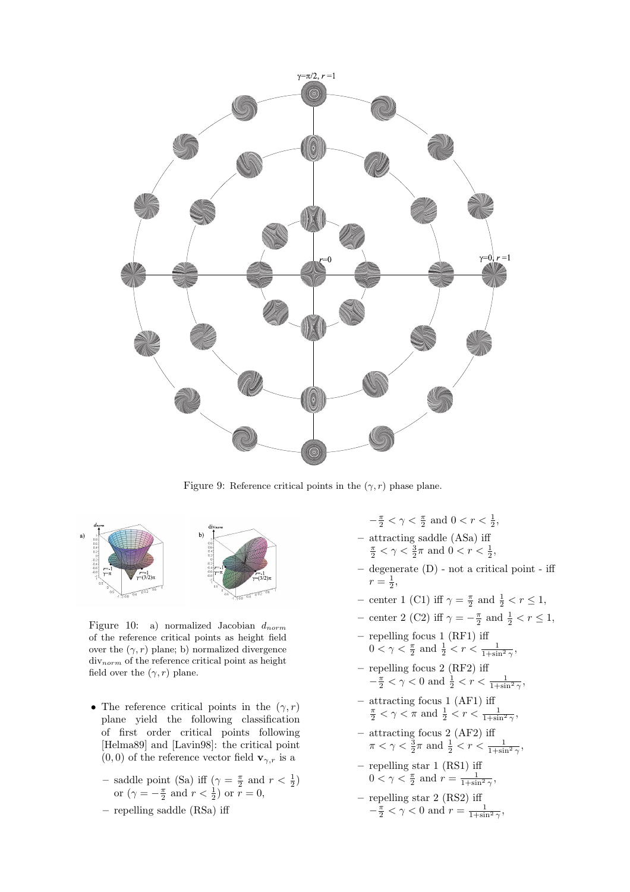Figure 9: Reference critical points in the $(\gamma, r)$ phase plane.

Figure 10: a) normalized Jacobian $d_{norm}$ of the reference critical points as height field over the $(\gamma, r)$ plane; b) normalized divergence $\text{div}_{norm}$ of the reference critical point as height field over the $(\gamma, r)$ plane.

- The reference critical points in the $(\gamma, r)$ plane yield the following classification of first order critical points following [Helma89] and [Lavin98]: the critical point $(0, 0)$ of the reference vector field $\mathbf{v}_{\gamma,r}$ is a
  - saddle point (Sa) iff ($\gamma = \frac{\pi}{2}$ and $r < \frac{1}{2}$) or ($\gamma = -\frac{\pi}{2}$ and $r < \frac{1}{2}$) or $r = 0$,
  - repelling saddle (RSa) iff $-\frac{\pi}{2} < \gamma < \frac{\pi}{2}$ and $0 < r < \frac{1}{2}$,
  - attracting saddle (ASa) iff $\frac{\pi}{2} < \gamma < \frac{3}{2}\pi$ and $0 < r < \frac{1}{2}$,
  - degenerate (D) - not a critical point - iff $r = \frac{1}{2}$,
  - center 1 (C1) iff $\gamma = \frac{\pi}{2}$ and $\frac{1}{2} < r \leq 1$,
  - center 2 (C2) iff $\gamma = -\frac{\pi}{2}$ and $\frac{1}{2} < r \leq 1$,
  - repelling focus 1 (RF1) iff $0 < \gamma < \frac{\pi}{2}$ and $\frac{1}{2} < r < \frac{1}{1+\sin^2\gamma}$,
  - repelling focus 2 (RF2) iff $-\frac{\pi}{2} < \gamma < 0$ and $\frac{1}{2} < r < \frac{1}{1+\sin^2\gamma}$,
  - attracting focus 1 (AF1) iff $\frac{\pi}{2} < \gamma < \pi$ and $\frac{1}{2} < r < \frac{1}{1+\sin^2\gamma}$,
  - attracting focus 2 (AF2) iff $\pi < \gamma < \frac{3}{2}\pi$ and $\frac{1}{2} < r < \frac{1}{1+\sin^2\gamma}$,
  - repelling star 1 (RS1) iff $0 < \gamma < \frac{\pi}{2}$ and $r = \frac{1}{1+\sin^2\gamma}$,
  - repelling star 2 (RS2) iff $-\frac{\pi}{2} < \gamma < 0$ and $r = \frac{1}{1+\sin^2\gamma}$,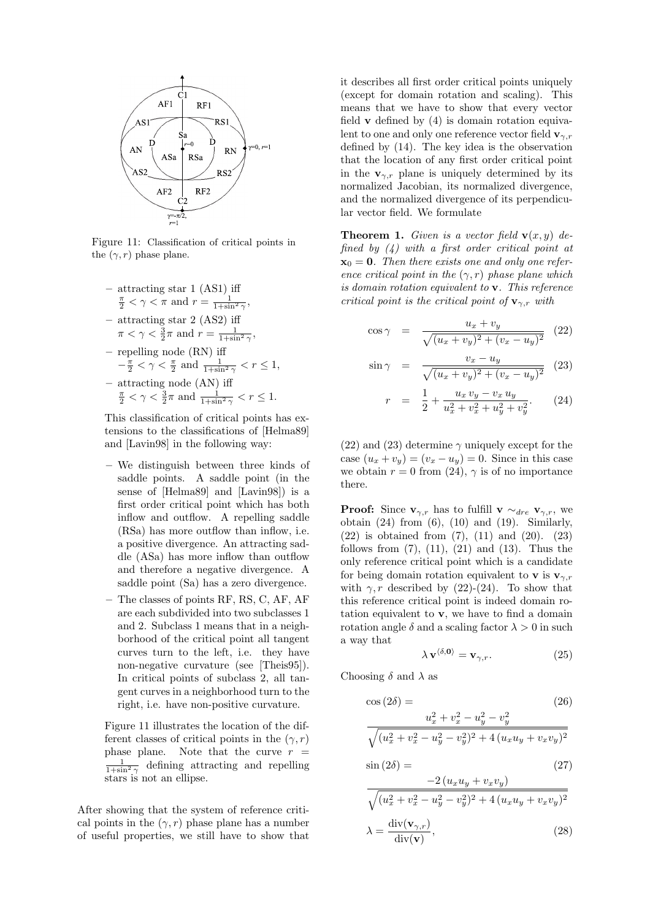Figure 11: Classification of critical points in the $(\gamma, r)$ phase plane.

- attracting star 1 (AS1) iff $\frac{\pi}{2} < \gamma < \pi$ and $r = \frac{1}{1+\sin^2\gamma}$,
- attracting star 2 (AS2) iff $\pi < \gamma < \frac{3}{2}\pi$ and $r = \frac{1}{1+\sin^2\gamma}$,
- repelling node (RN) iff $-\frac{\pi}{2} < \gamma < \frac{\pi}{2}$ and $\frac{1}{1+\sin^2\gamma} < r \le 1$,
- attracting node (AN) iff $\frac{\pi}{2} < \gamma < \frac{3}{2}\pi$ and $\frac{1}{1+\sin^2\gamma} < r \le 1$.

This classification of critical points has extensions to the classifications of [Helma89] and [Lavin98] in the following way:

- We distinguish between three kinds of saddle points. A saddle point (in the sense of [Helma89] and [Lavin98]) is a first order critical point which has both inflow and outflow. A repelling saddle (RSa) has more outflow than inflow, i.e. a positive divergence. An attracting saddle (ASa) has more inflow than outflow and therefore a negative divergence. A saddle point (Sa) has a zero divergence.
- The classes of points RF, RS, C, AF, AF are each subdivided into two subclasses 1 and 2. Subclass 1 means that in a neighborhood of the critical point all tangent curves turn to the left, i.e. they have non-negative curvature (see [Theis95]). In critical points of subclass 2, all tangent curves in a neighborhood turn to the right, i.e. have non-positive curvature.

Figure 11 illustrates the location of the different classes of critical points in the $(\gamma, r)$ phase plane. Note that the curve $r = \frac{1}{1+\sin^2\gamma}$ defining attracting and repelling stars is not an ellipse.

After showing that the system of reference critical points in the $(\gamma, r)$ phase plane has a number of useful properties, we still have to show that it describes all first order critical points uniquely (except for domain rotation and scaling). This means that we have to show that every vector field $\mathbf{v}$ defined by (4) is domain rotation equivalent to one and only one reference vector field $\mathbf{v}_{\gamma,r}$ defined by (14). The key idea is the observation that the location of any first order critical point in the $\mathbf{v}_{\gamma,r}$ plane is uniquely determined by its normalized Jacobian, its normalized divergence, and the normalized divergence of its perpendicular vector field. We formulate

**Theorem 1.** *Given is a vector field $\mathbf{v}(x, y)$ defined by (4) with a first order critical point at $\mathbf{x}_0 = \mathbf{0}$. Then there exists one and only one reference critical point in the $(\gamma, r)$ phase plane which is domain rotation equivalent to $\mathbf{v}$. This reference critical point is the critical point of $\mathbf{v}_{\gamma,r}$ with*

$$\cos\gamma = \frac{u_x + v_y}{\sqrt{(u_x+v_y)^2 + (v_x - u_y)^2}} \quad (22)$$

$$\sin\gamma = \frac{v_x - u_y}{\sqrt{(u_x+v_y)^2 + (v_x - u_y)^2}} \quad (23)$$

$$r = \frac{1}{2} + \frac{u_x\, v_y - v_x\, u_y}{u_x^2 + v_x^2 + u_y^2 + v_y^2}. \quad (24)$$

(22) and (23) determine $\gamma$ uniquely except for the case $(u_x + v_y) = (v_x - u_y) = 0$. Since in this case we obtain $r = 0$ from (24), $\gamma$ is of no importance there.

**Proof:** Since $\mathbf{v}_{\gamma,r}$ has to fulfill $\mathbf{v} \sim_{dre} \mathbf{v}_{\gamma,r}$, we obtain (24) from (6), (10) and (19). Similarly, (22) is obtained from (7), (11) and (20). (23) follows from (7), (11), (21) and (13). Thus the only reference critical point which is a candidate for being domain rotation equivalent to $\mathbf{v}$ is $\mathbf{v}_{\gamma,r}$ with $\gamma, r$ described by (22)-(24). To show that this reference critical point is indeed domain rotation equivalent to $\mathbf{v}$, we have to find a domain rotation angle $\delta$ and a scaling factor $\lambda > 0$ in such a way that

$$\lambda\, \mathbf{v}^{\langle\delta,\mathbf{0}\rangle} = \mathbf{v}_{\gamma,r}. \quad (25)$$

Choosing $\delta$ and $\lambda$ as

$$\cos(2\delta) = \frac{u_x^2 + v_x^2 - u_y^2 - v_y^2}{\sqrt{(u_x^2 + v_x^2 - u_y^2 - v_y^2)^2 + 4\,(u_x u_y + v_x v_y)^2}} \quad (26)$$

$$\sin(2\delta) = \frac{-2\,(u_x u_y + v_x v_y)}{\sqrt{(u_x^2 + v_x^2 - u_y^2 - v_y^2)^2 + 4\,(u_x u_y + v_x v_y)^2}} \quad (27)$$

$$\lambda = \frac{\mathrm{div}(\mathbf{v}_{\gamma,r})}{\mathrm{div}(\mathbf{v})}, \quad (28)$$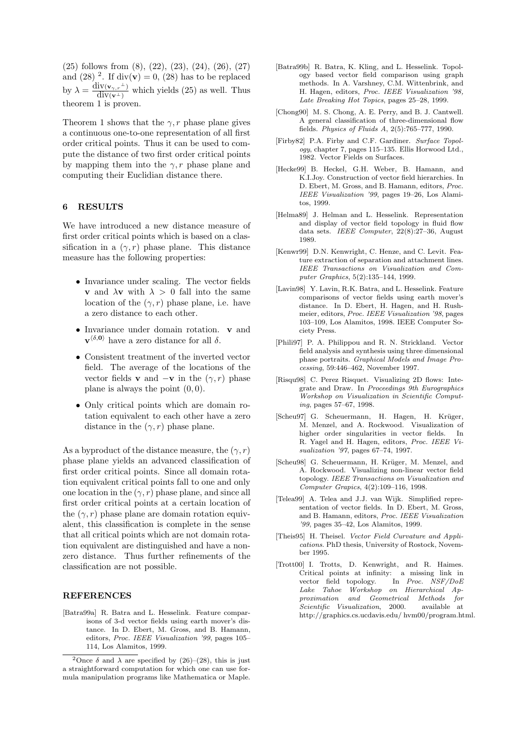(25) follows from (8), (22), (23), (24), (26), (27) and (28) [2]. If $\mathrm{div}(\mathbf{v}) = 0$, (28) has to be replaced by $\lambda = \frac{\mathrm{div}(\mathbf{v}_{\gamma,r^{\perp}})}{\mathrm{div}(\mathbf{v}^{\perp})}$ which yields (25) as well. Thus theorem 1 is proven.

Theorem 1 shows that the $\gamma, r$ phase plane gives a continuous one-to-one representation of all first order critical points. Thus it can be used to compute the distance of two first order critical points by mapping them into the $\gamma, r$ phase plane and computing their Euclidian distance there.

## 6 RESULTS

We have introduced a new distance measure of first order critical points which is based on a classification in a $(\gamma, r)$ phase plane. This distance measure has the following properties:

- Invariance under scaling. The vector fields $\mathbf{v}$ and $\lambda\mathbf{v}$ with $\lambda > 0$ fall into the same location of the $(\gamma, r)$ phase plane, i.e. have a zero distance to each other.
- Invariance under domain rotation. $\mathbf{v}$ and $\mathbf{v}^{\langle\delta,\mathbf{0}\rangle}$ have a zero distance for all $\delta$.
- Consistent treatment of the inverted vector field. The average of the locations of the vector fields $\mathbf{v}$ and $-\mathbf{v}$ in the $(\gamma, r)$ phase plane is always the point $(0, 0)$.
- Only critical points which are domain rotation equivalent to each other have a zero distance in the $(\gamma, r)$ phase plane.

As a byproduct of the distance measure, the $(\gamma, r)$ phase plane yields an advanced classification of first order critical points. Since all domain rotation equivalent critical points fall to one and only one location in the $(\gamma, r)$ phase plane, and since all first order critical points at a certain location of the $(\gamma, r)$ phase plane are domain rotation equivalent, this classification is complete in the sense that all critical points which are not domain rotation equivalent are distinguished and have a nonzero distance. Thus further refinements of the classification are not possible.

## REFERENCES

[Batra99a] R. Batra and L. Hesselink. Feature comparisons of 3-d vector fields using earth mover's distance. In D. Ebert, M. Gross, and B. Hamann, editors, *Proc. IEEE Visualization '99*, pages 105–114, Los Alamitos, 1999.

[Batra99b] R. Batra, K. Kling, and L. Hesselink. Topology based vector field comparison using graph methods. In A. Varshney, C.M. Wittenbrink, and H. Hagen, editors, *Proc. IEEE Visualization '98, Late Breaking Hot Topics*, pages 25–28, 1999.

[Chong90] M. S. Chong, A. E. Perry, and B. J. Cantwell. A general classification of three-dimensional flow fields. *Physics of Fluids A*, 2(5):765–777, 1990.

[Firby82] P.A. Firby and C.F. Gardiner. *Surface Topology*, chapter 7, pages 115–135. Ellis Horwood Ltd., 1982. Vector Fields on Surfaces.

[Hecke99] B. Heckel, G.H. Weber, B. Hamann, and K.I.Joy. Construction of vector field hierarchies. In D. Ebert, M. Gross, and B. Hamann, editors, *Proc. IEEE Visualization '99*, pages 19–26, Los Alamitos, 1999.

[Helma89] J. Helman and L. Hesselink. Representation and display of vector field topology in fluid flow data sets. *IEEE Computer*, 22(8):27–36, August 1989.

[Kenwr99] D.N. Kenwright, C. Henze, and C. Levit. Feature extraction of separation and attachment lines. *IEEE Transactions on Visualization and Computer Graphics*, 5(2):135–144, 1999.

[Lavin98] Y. Lavin, R.K. Batra, and L. Hesselink. Feature comparisons of vector fields using earth mover's distance. In D. Ebert, H. Hagen, and H. Rushmeier, editors, *Proc. IEEE Visualization '98*, pages 103–109, Los Alamitos, 1998. IEEE Computer Society Press.

[Phili97] P. A. Philippou and R. N. Strickland. Vector field analysis and synthesis using three dimensional phase portraits. *Graphical Models and Image Processing*, 59:446–462, November 1997.

[Risqu98] C. Perez Risquet. Visualizing 2D flows: Integrate and Draw. In *Proceedings 9th Eurographics Workshop on Visualization in Scientific Computing*, pages 57–67, 1998.

[Scheu97] G. Scheuermann, H. Hagen, H. Krüger, M. Menzel, and A. Rockwood. Visualization of higher order singularities in vector fields. In R. Yagel and H. Hagen, editors, *Proc. IEEE Visualization '97*, pages 67–74, 1997.

[Scheu98] G. Scheuermann, H. Krüger, M. Menzel, and A. Rockwood. Visualizing non-linear vector field topology. *IEEE Transactions on Visualization and Computer Grapics*, 4(2):109–116, 1998.

[Telea99] A. Telea and J.J. van Wijk. Simplified representation of vector fields. In D. Ebert, M. Gross, and B. Hamann, editors, *Proc. IEEE Visualization '99*, pages 35–42, Los Alamitos, 1999.

[Theis95] H. Theisel. *Vector Field Curvature and Applications*. PhD thesis, University of Rostock, November 1995.

[Trott00] I. Trotts, D. Kenwright, and R. Haimes. Critical points at infinity: a missing link in vector field topology. In *Proc. NSF/DoE Lake Tahoe Workshop on Hierarchical Approximation and Geometrical Methods for Scientific Visualization*, 2000. available at http://graphics.cs.ucdavis.edu/ hvm00/program.html.

[2] Once $\delta$ and $\lambda$ are specified by (26)–(28), this is just a straightforward computation for which one can use formula manipulation programs like Mathematica or Maple.